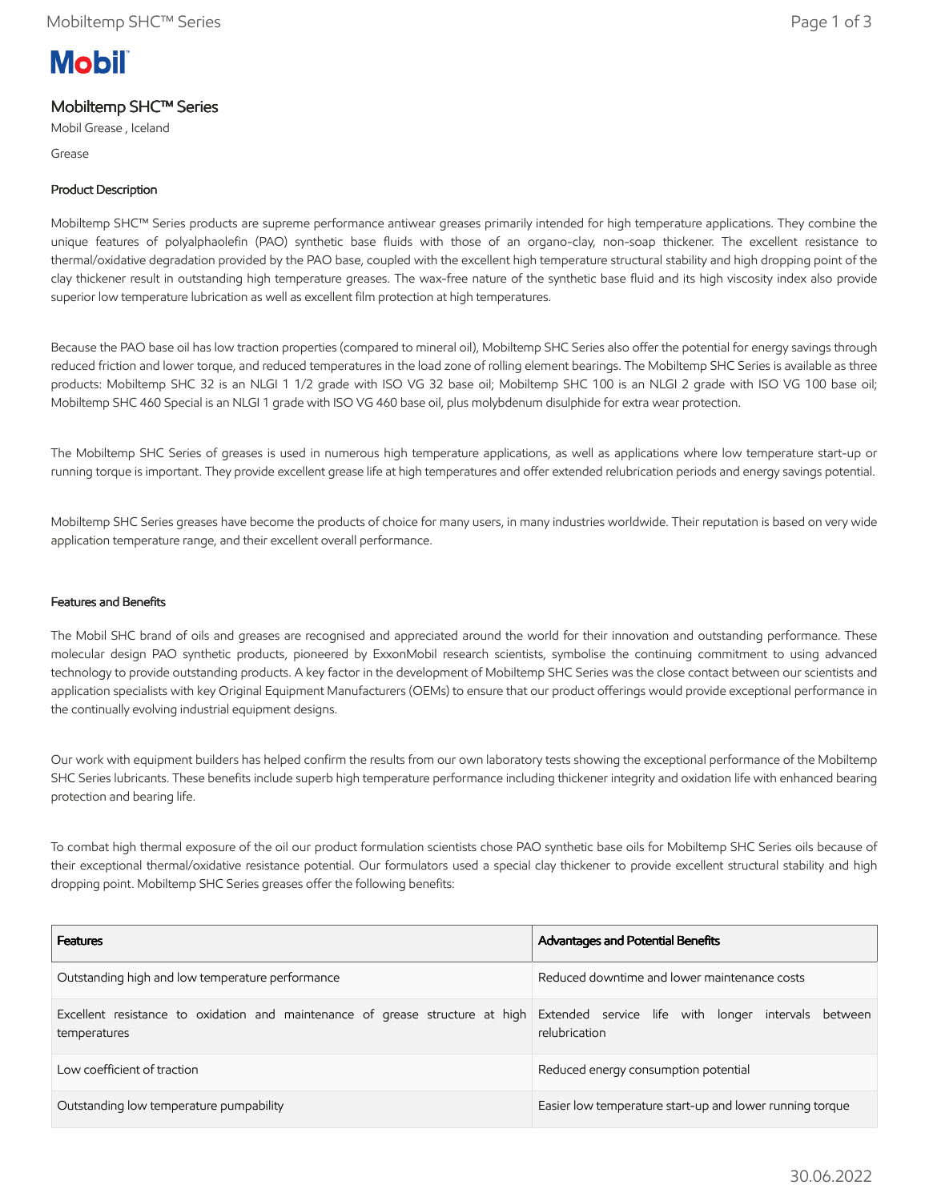Mobil

# Mobiltemp SHC™ Series

Mobil Grease , Iceland

Grease

## Product Description

Mobiltemp SHC™ Series products are supreme performance antiwear greases primarily intended for high temperature applications. They combine the unique features of polyalphaolefin (PAO) synthetic base fluids with those of an organo-clay, non-soap thickener. The excellent resistance to thermal/oxidative degradation provided by the PAO base, coupled with the excellent high temperature structural stability and high dropping point of the clay thickener result in outstanding high temperature greases. The wax-free nature of the synthetic base fluid and its high viscosity index also provide superior low temperature lubrication as well as excellent film protection at high temperatures.

Because the PAO base oil has low traction properties (compared to mineral oil), Mobiltemp SHC Series also offer the potential for energy savings through reduced friction and lower torque, and reduced temperatures in the load zone of rolling element bearings. The Mobiltemp SHC Series is available as three products: Mobiltemp SHC 32 is an NLGI 1 1/2 grade with ISO VG 32 base oil; Mobiltemp SHC 100 is an NLGI 2 grade with ISO VG 100 base oil; Mobiltemp SHC 460 Special is an NLGI 1 grade with ISO VG 460 base oil, plus molybdenum disulphide for extra wear protection.

The Mobiltemp SHC Series of greases is used in numerous high temperature applications, as well as applications where low temperature start-up or running torque is important. They provide excellent grease life at high temperatures and offer extended relubrication periods and energy savings potential.

Mobiltemp SHC Series greases have become the products of choice for many users, in many industries worldwide. Their reputation is based on very wide application temperature range, and their excellent overall performance.

## Features and Benefits

The Mobil SHC brand of oils and greases are recognised and appreciated around the world for their innovation and outstanding performance. These molecular design PAO synthetic products, pioneered by ExxonMobil research scientists, symbolise the continuing commitment to using advanced technology to provide outstanding products. A key factor in the development of Mobiltemp SHC Series was the close contact between our scientists and application specialists with key Original Equipment Manufacturers (OEMs) to ensure that our product offerings would provide exceptional performance in the continually evolving industrial equipment designs.

Our work with equipment builders has helped confirm the results from our own laboratory tests showing the exceptional performance of the Mobiltemp SHC Series lubricants. These benefits include superb high temperature performance including thickener integrity and oxidation life with enhanced bearing protection and bearing life.

To combat high thermal exposure of the oil our product formulation scientists chose PAO synthetic base oils for Mobiltemp SHC Series oils because of their exceptional thermal/oxidative resistance potential. Our formulators used a special clay thickener to provide excellent structural stability and high dropping point. Mobiltemp SHC Series greases offer the following benefits:

| Features | Advantages and Potential Benefits |
| --- | --- |
| Outstanding high and low temperature performance | Reduced downtime and lower maintenance costs |
| Excellent resistance to oxidation and maintenance of grease structure at high temperatures | Extended service life with longer intervals between relubrication |
| Low coefficient of traction | Reduced energy consumption potential |
| Outstanding low temperature pumpability | Easier low temperature start-up and lower running torque |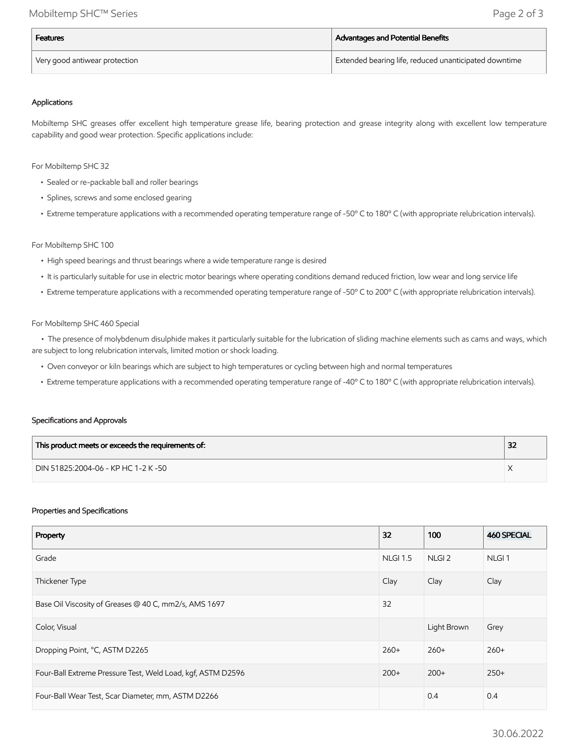| Features | Advantages and Potential Benefits |
| --- | --- |
| Very good antiwear protection | Extended bearing life, reduced unanticipated downtime |

### Applications

Mobiltemp SHC greases offer excellent high temperature grease life, bearing protection and grease integrity along with excellent low temperature capability and good wear protection. Specific applications include:

For Mobiltemp SHC 32

- Sealed or re-packable ball and roller bearings
- Splines, screws and some enclosed gearing
- Extreme temperature applications with a recommended operating temperature range of -50º C to 180º C (with appropriate relubrication intervals).

For Mobiltemp SHC 100

- High speed bearings and thrust bearings where a wide temperature range is desired
- It is particularly suitable for use in electric motor bearings where operating conditions demand reduced friction, low wear and long service life
- Extreme temperature applications with a recommended operating temperature range of -50º C to 200º C (with appropriate relubrication intervals).

For Mobiltemp SHC 460 Special

- The presence of molybdenum disulphide makes it particularly suitable for the lubrication of sliding machine elements such as cams and ways, which are subject to long relubrication intervals, limited motion or shock loading.
- Oven conveyor or kiln bearings which are subject to high temperatures or cycling between high and normal temperatures
- Extreme temperature applications with a recommended operating temperature range of -40º C to 180º C (with appropriate relubrication intervals).

### Specifications and Approvals

| This product meets or exceeds the requirements of: | 32 |
| --- | --- |
| DIN 51825:2004-06 - KP HC 1-2 K -50 | X |

### Properties and Specifications

| Property | 32 | 100 | 460 SPECIAL |
| --- | --- | --- | --- |
| Grade | NLGI 1.5 | NLGI 2 | NLGI 1 |
| Thickener Type | Clay | Clay | Clay |
| Base Oil Viscosity of Greases @ 40 C, mm2/s, AMS 1697 | 32 | | |
| Color, Visual | | Light Brown | Grey |
| Dropping Point, °C, ASTM D2265 | 260+ | 260+ | 260+ |
| Four-Ball Extreme Pressure Test, Weld Load, kgf, ASTM D2596 | 200+ | 200+ | 250+ |
| Four-Ball Wear Test, Scar Diameter, mm, ASTM D2266 | | 0.4 | 0.4 |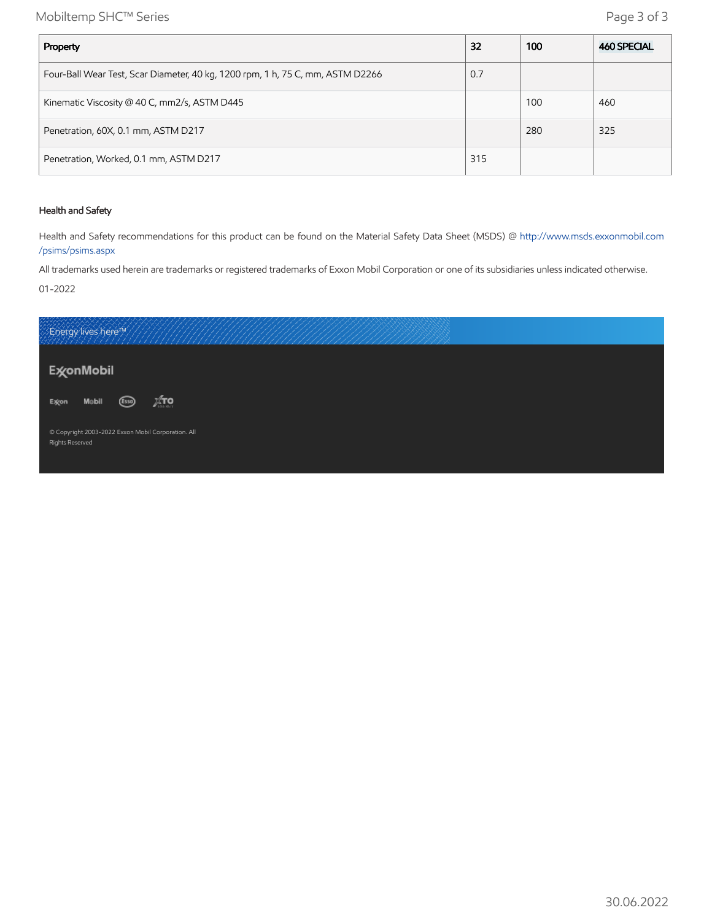| Property | 32 | 100 | 460 SPECIAL |
| --- | --- | --- | --- |
| Four-Ball Wear Test, Scar Diameter, 40 kg, 1200 rpm, 1 h, 75 C, mm, ASTM D2266 | 0.7 | | |
| Kinematic Viscosity @ 40 C, mm2/s, ASTM D445 | | 100 | 460 |
| Penetration, 60X, 0.1 mm, ASTM D217 | | 280 | 325 |
| Penetration, Worked, 0.1 mm, ASTM D217 | 315 | | |

### Health and Safety

Health and Safety recommendations for this product can be found on the Material Safety Data Sheet (MSDS) @ http://www.msds.exxonmobil.com/psims/psims.aspx

All trademarks used herein are trademarks or registered trademarks of Exxon Mobil Corporation or one of its subsidiaries unless indicated otherwise.

01-2022

Energy lives here™

ExxonMobil

Exxon Mobil Esso XTO

© Copyright 2003-2022 Exxon Mobil Corporation. All Rights Reserved

30.06.2022